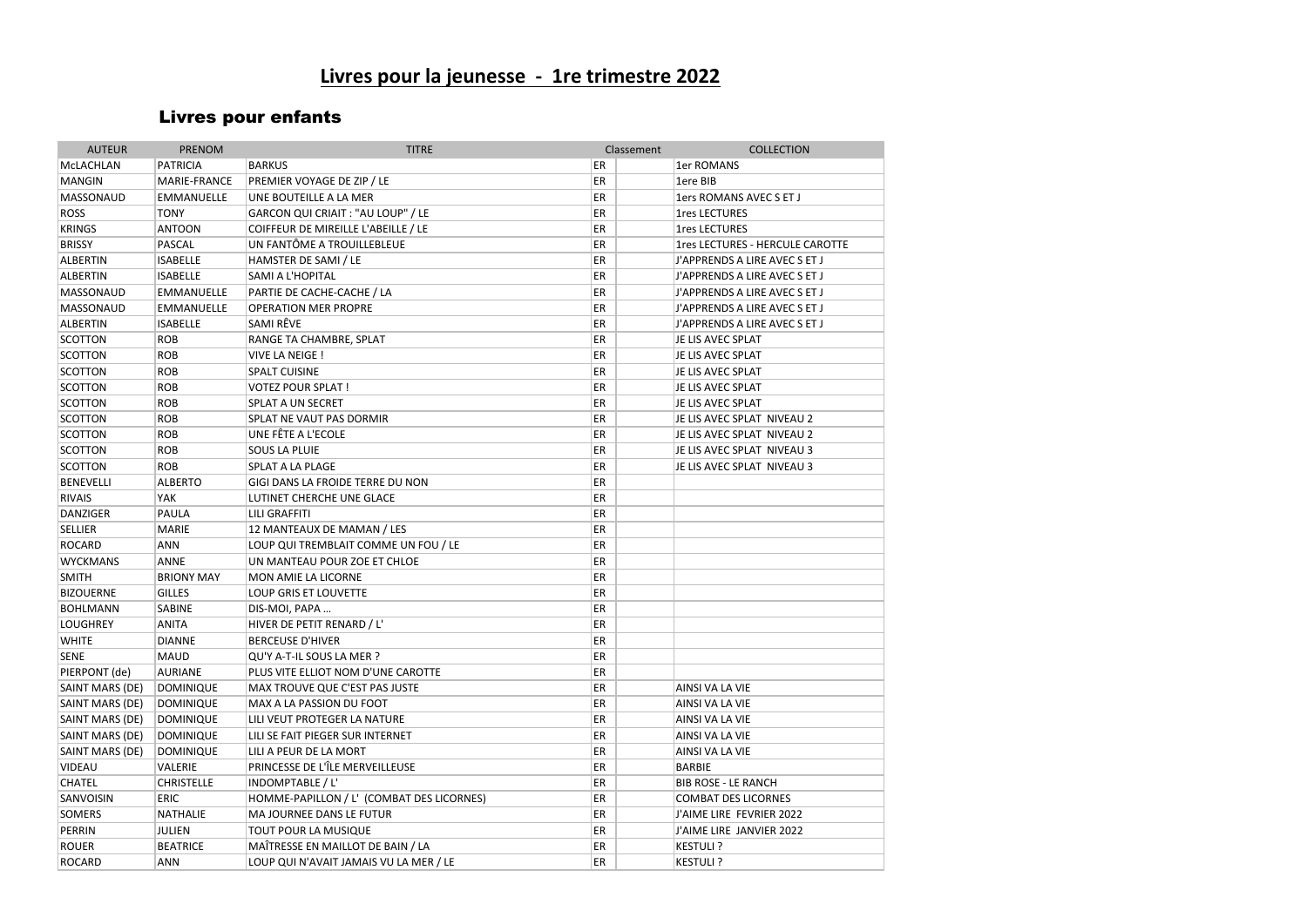# Livres pour la jeunesse - 1re trimestre 2022

## Livres pour enfants

| AUTEUR | PRENOM | TITRE | Classement | | COLLECTION |
|---|---|---|---|---|---|
| McLACHLAN | PATRICIA | BARKUS | ER | | 1er ROMANS |
| MANGIN | MARIE-FRANCE | PREMIER VOYAGE DE ZIP / LE | ER | | 1ere BIB |
| MASSONAUD | EMMANUELLE | UNE BOUTEILLE A LA MER | ER | | 1ers ROMANS AVEC S ET J |
| ROSS | TONY | GARCON QUI CRIAIT : "AU LOUP" / LE | ER | | 1res LECTURES |
| KRINGS | ANTOON | COIFFEUR DE MIREILLE L'ABEILLE / LE | ER | | 1res LECTURES |
| BRISSY | PASCAL | UN FANTÔME A TROUILLEBLEUE | ER | | 1res LECTURES - HERCULE CAROTTE |
| ALBERTIN | ISABELLE | HAMSTER DE SAMI / LE | ER | | J'APPRENDS A LIRE AVEC S ET J |
| ALBERTIN | ISABELLE | SAMI A L'HOPITAL | ER | | J'APPRENDS A LIRE AVEC S ET J |
| MASSONAUD | EMMANUELLE | PARTIE DE CACHE-CACHE / LA | ER | | J'APPRENDS A LIRE AVEC S ET J |
| MASSONAUD | EMMANUELLE | OPERATION MER PROPRE | ER | | J'APPRENDS A LIRE AVEC S ET J |
| ALBERTIN | ISABELLE | SAMI RÊVE | ER | | J'APPRENDS A LIRE AVEC S ET J |
| SCOTTON | ROB | RANGE TA CHAMBRE, SPLAT | ER | | JE LIS AVEC SPLAT |
| SCOTTON | ROB | VIVE LA NEIGE ! | ER | | JE LIS AVEC SPLAT |
| SCOTTON | ROB | SPALT CUISINE | ER | | JE LIS AVEC SPLAT |
| SCOTTON | ROB | VOTEZ POUR SPLAT ! | ER | | JE LIS AVEC SPLAT |
| SCOTTON | ROB | SPLAT A UN SECRET | ER | | JE LIS AVEC SPLAT |
| SCOTTON | ROB | SPLAT NE VAUT PAS DORMIR | ER | | JE LIS AVEC SPLAT NIVEAU 2 |
| SCOTTON | ROB | UNE FÊTE A L'ECOLE | ER | | JE LIS AVEC SPLAT NIVEAU 2 |
| SCOTTON | ROB | SOUS LA PLUIE | ER | | JE LIS AVEC SPLAT NIVEAU 3 |
| SCOTTON | ROB | SPLAT A LA PLAGE | ER | | JE LIS AVEC SPLAT NIVEAU 3 |
| BENEVELLI | ALBERTO | GIGI DANS LA FROIDE TERRE DU NON | ER | | |
| RIVAIS | YAK | LUTINET CHERCHE UNE GLACE | ER | | |
| DANZIGER | PAULA | LILI GRAFFITI | ER | | |
| SELLIER | MARIE | 12 MANTEAUX DE MAMAN / LES | ER | | |
| ROCARD | ANN | LOUP QUI TREMBLAIT COMME UN FOU / LE | ER | | |
| WYCKMANS | ANNE | UN MANTEAU POUR ZOE ET CHLOE | ER | | |
| SMITH | BRIONY MAY | MON AMIE LA LICORNE | ER | | |
| BIZOUERNE | GILLES | LOUP GRIS ET LOUVETTE | ER | | |
| BOHLMANN | SABINE | DIS-MOI, PAPA … | ER | | |
| LOUGHREY | ANITA | HIVER DE PETIT RENARD / L' | ER | | |
| WHITE | DIANNE | BERCEUSE D'HIVER | ER | | |
| SENE | MAUD | QU'Y A-T-IL SOUS LA MER ? | ER | | |
| PIERPONT (de) | AURIANE | PLUS VITE ELLIOT NOM D'UNE CAROTTE | ER | | |
| SAINT MARS (DE) | DOMINIQUE | MAX TROUVE QUE C'EST PAS JUSTE | ER | | AINSI VA LA VIE |
| SAINT MARS (DE) | DOMINIQUE | MAX A LA PASSION DU FOOT | ER | | AINSI VA LA VIE |
| SAINT MARS (DE) | DOMINIQUE | LILI VEUT PROTEGER LA NATURE | ER | | AINSI VA LA VIE |
| SAINT MARS (DE) | DOMINIQUE | LILI SE FAIT PIEGER SUR INTERNET | ER | | AINSI VA LA VIE |
| SAINT MARS (DE) | DOMINIQUE | LILI A PEUR DE LA MORT | ER | | AINSI VA LA VIE |
| VIDEAU | VALERIE | PRINCESSE DE L'ÎLE MERVEILLEUSE | ER | | BARBIE |
| CHATEL | CHRISTELLE | INDOMPTABLE / L' | ER | | BIB ROSE - LE RANCH |
| SANVOISIN | ERIC | HOMME-PAPILLON / L' (COMBAT DES LICORNES) | ER | | COMBAT DES LICORNES |
| SOMERS | NATHALIE | MA JOURNEE DANS LE FUTUR | ER | | J'AIME LIRE FEVRIER 2022 |
| PERRIN | JULIEN | TOUT POUR LA MUSIQUE | ER | | J'AIME LIRE JANVIER 2022 |
| ROUER | BEATRICE | MAÎTRESSE EN MAILLOT DE BAIN / LA | ER | | KESTULI ? |
| ROCARD | ANN | LOUP QUI N'AVAIT JAMAIS VU LA MER / LE | ER | | KESTULI ? |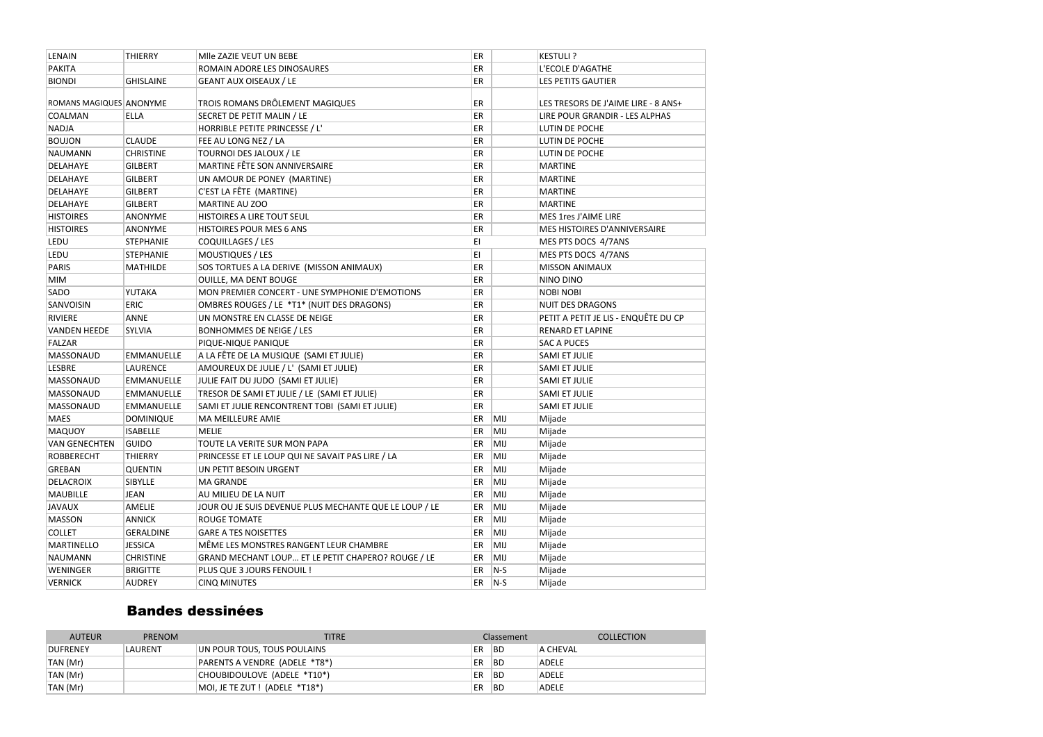| | | | | | |
|---|---|---|---|---|---|
| LENAIN | THIERRY | Mlle ZAZIE VEUT UN BEBE | ER | | KESTULI ? |
| PAKITA | | ROMAIN ADORE LES DINOSAURES | ER | | L'ECOLE D'AGATHE |
| BIONDI | GHISLAINE | GEANT AUX OISEAUX / LE | ER | | LES PETITS GAUTIER |
| ROMANS MAGIQUES | ANONYME | TROIS ROMANS DRÔLEMENT MAGIQUES | ER | | LES TRESORS DE J'AIME LIRE - 8 ANS+ |
| COALMAN | ELLA | SECRET DE PETIT MALIN / LE | ER | | LIRE POUR GRANDIR - LES ALPHAS |
| NADJA | | HORRIBLE PETITE PRINCESSE / L' | ER | | LUTIN DE POCHE |
| BOUJON | CLAUDE | FEE AU LONG NEZ / LA | ER | | LUTIN DE POCHE |
| NAUMANN | CHRISTINE | TOURNOI DES JALOUX / LE | ER | | LUTIN DE POCHE |
| DELAHAYE | GILBERT | MARTINE FÊTE SON ANNIVERSAIRE | ER | | MARTINE |
| DELAHAYE | GILBERT | UN AMOUR DE PONEY (MARTINE) | ER | | MARTINE |
| DELAHAYE | GILBERT | C'EST LA FÊTE (MARTINE) | ER | | MARTINE |
| DELAHAYE | GILBERT | MARTINE AU ZOO | ER | | MARTINE |
| HISTOIRES | ANONYME | HISTOIRES A LIRE TOUT SEUL | ER | | MES 1res J'AIME LIRE |
| HISTOIRES | ANONYME | HISTOIRES POUR MES 6 ANS | ER | | MES HISTOIRES D'ANNIVERSAIRE |
| LEDU | STEPHANIE | COQUILLAGES / LES | EI | | MES PTS DOCS 4/7ANS |
| LEDU | STEPHANIE | MOUSTIQUES / LES | EI | | MES PTS DOCS 4/7ANS |
| PARIS | MATHILDE | SOS TORTUES A LA DERIVE (MISSON ANIMAUX) | ER | | MISSON ANIMAUX |
| MIM | | OUILLE, MA DENT BOUGE | ER | | NINO DINO |
| SADO | YUTAKA | MON PREMIER CONCERT - UNE SYMPHONIE D'EMOTIONS | ER | | NOBI NOBI |
| SANVOISIN | ERIC | OMBRES ROUGES / LE *T1* (NUIT DES DRAGONS) | ER | | NUIT DES DRAGONS |
| RIVIERE | ANNE | UN MONSTRE EN CLASSE DE NEIGE | ER | | PETIT A PETIT JE LIS - ENQUÊTE DU CP |
| VANDEN HEEDE | SYLVIA | BONHOMMES DE NEIGE / LES | ER | | RENARD ET LAPINE |
| FALZAR | | PIQUE-NIQUE PANIQUE | ER | | SAC A PUCES |
| MASSONAUD | EMMANUELLE | A LA FÊTE DE LA MUSIQUE (SAMI ET JULIE) | ER | | SAMI ET JULIE |
| LESBRE | LAURENCE | AMOUREUX DE JULIE / L' (SAMI ET JULIE) | ER | | SAMI ET JULIE |
| MASSONAUD | EMMANUELLE | JULIE FAIT DU JUDO (SAMI ET JULIE) | ER | | SAMI ET JULIE |
| MASSONAUD | EMMANUELLE | TRESOR DE SAMI ET JULIE / LE (SAMI ET JULIE) | ER | | SAMI ET JULIE |
| MASSONAUD | EMMANUELLE | SAMI ET JULIE RENCONTRENT TOBI (SAMI ET JULIE) | ER | | SAMI ET JULIE |
| MAES | DOMINIQUE | MA MEILLEURE AMIE | ER | MIJ | Mijade |
| MAQUOY | ISABELLE | MELIE | ER | MIJ | Mijade |
| VAN GENECHTEN | GUIDO | TOUTE LA VERITE SUR MON PAPA | ER | MIJ | Mijade |
| ROBBERECHT | THIERRY | PRINCESSE ET LE LOUP QUI NE SAVAIT PAS LIRE / LA | ER | MIJ | Mijade |
| GREBAN | QUENTIN | UN PETIT BESOIN URGENT | ER | MIJ | Mijade |
| DELACROIX | SIBYLLE | MA GRANDE | ER | MIJ | Mijade |
| MAUBILLE | JEAN | AU MILIEU DE LA NUIT | ER | MIJ | Mijade |
| JAVAUX | AMELIE | JOUR OU JE SUIS DEVENUE PLUS MECHANTE QUE LE LOUP / LE | ER | MIJ | Mijade |
| MASSON | ANNICK | ROUGE TOMATE | ER | MIJ | Mijade |
| COLLET | GERALDINE | GARE A TES NOISETTES | ER | MIJ | Mijade |
| MARTINELLO | JESSICA | MÊME LES MONSTRES RANGENT LEUR CHAMBRE | ER | MIJ | Mijade |
| NAUMANN | CHRISTINE | GRAND MECHANT LOUP… ET LE PETIT CHAPERO? ROUGE / LE | ER | MIJ | Mijade |
| WENINGER | BRIGITTE | PLUS QUE 3 JOURS FENOUIL ! | ER | N-S | Mijade |
| VERNICK | AUDREY | CINQ MINUTES | ER | N-S | Mijade |

## Bandes dessinées

| AUTEUR | PRENOM | TITRE | Classement | | COLLECTION |
|---|---|---|---|---|---|
| DUFRENEY | LAURENT | UN POUR TOUS, TOUS POULAINS | ER | BD | A CHEVAL |
| TAN (Mr) | | PARENTS A VENDRE (ADELE *T8*) | ER | BD | ADELE |
| TAN (Mr) | | CHOUBIDOULOVE (ADELE *T10*) | ER | BD | ADELE |
| TAN (Mr) | | MOI, JE TE ZUT ! (ADELE *T18*) | ER | BD | ADELE |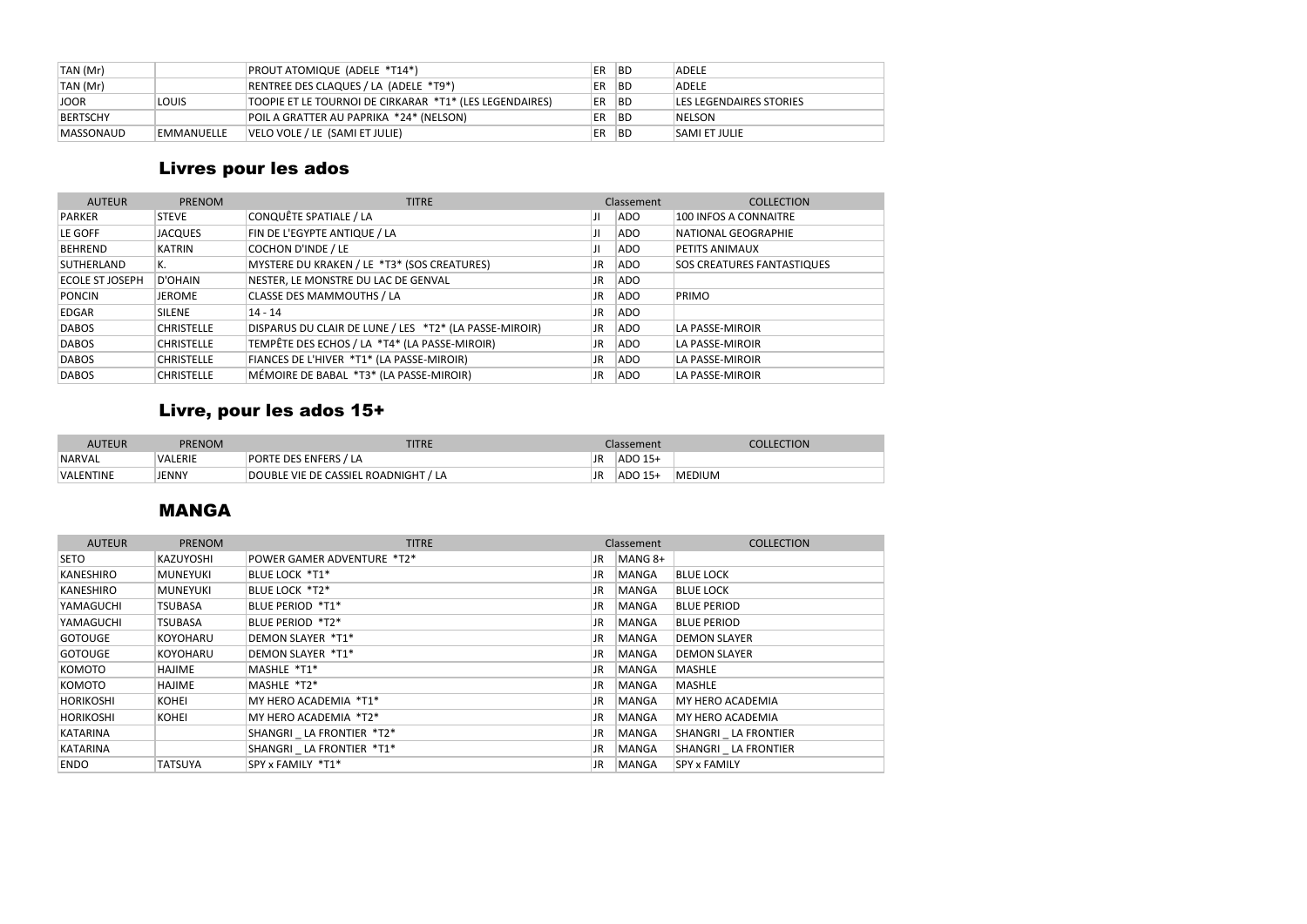| | | | | | |
|---|---|---|---|---|---|
| TAN (Mr) | | PROUT ATOMIQUE (ADELE *T14*) | ER | BD | ADELE |
| TAN (Mr) | | RENTREE DES CLAQUES / LA (ADELE *T9*) | ER | BD | ADELE |
| JOOR | LOUIS | TOOPIE ET LE TOURNOI DE CIRKARAR *T1* (LES LEGENDAIRES) | ER | BD | LES LEGENDAIRES STORIES |
| BERTSCHY | | POIL A GRATTER AU PAPRIKA *24* (NELSON) | ER | BD | NELSON |
| MASSONAUD | EMMANUELLE | VELO VOLE / LE (SAMI ET JULIE) | ER | BD | SAMI ET JULIE |

## Livres pour les ados

| AUTEUR | PRENOM | TITRE | Classement | | COLLECTION |
|---|---|---|---|---|---|
| PARKER | STEVE | CONQUÊTE SPATIALE / LA | JI | ADO | 100 INFOS A CONNAITRE |
| LE GOFF | JACQUES | FIN DE L'EGYPTE ANTIQUE / LA | JI | ADO | NATIONAL GEOGRAPHIE |
| BEHREND | KATRIN | COCHON D'INDE / LE | JI | ADO | PETITS ANIMAUX |
| SUTHERLAND | K. | MYSTERE DU KRAKEN / LE *T3* (SOS CREATURES) | JR | ADO | SOS CREATURES FANTASTIQUES |
| ECOLE ST JOSEPH | D'OHAIN | NESTER, LE MONSTRE DU LAC DE GENVAL | JR | ADO | |
| PONCIN | JEROME | CLASSE DES MAMMOUTHS / LA | JR | ADO | PRIMO |
| EDGAR | SILENE | 14 - 14 | JR | ADO | |
| DABOS | CHRISTELLE | DISPARUS DU CLAIR DE LUNE / LES *T2* (LA PASSE-MIROIR) | JR | ADO | LA PASSE-MIROIR |
| DABOS | CHRISTELLE | TEMPÊTE DES ECHOS / LA *T4* (LA PASSE-MIROIR) | JR | ADO | LA PASSE-MIROIR |
| DABOS | CHRISTELLE | FIANCES DE L'HIVER *T1* (LA PASSE-MIROIR) | JR | ADO | LA PASSE-MIROIR |
| DABOS | CHRISTELLE | MÉMOIRE DE BABAL *T3* (LA PASSE-MIROIR) | JR | ADO | LA PASSE-MIROIR |

## Livre, pour les ados 15+

| AUTEUR | PRENOM | TITRE | Classement | | COLLECTION |
|---|---|---|---|---|---|
| NARVAL | VALERIE | PORTE DES ENFERS / LA | JR | ADO 15+ | |
| VALENTINE | JENNY | DOUBLE VIE DE CASSIEL ROADNIGHT / LA | JR | ADO 15+ | MEDIUM |

## MANGA

| AUTEUR | PRENOM | TITRE | Classement | | COLLECTION |
|---|---|---|---|---|---|
| SETO | KAZUYOSHI | POWER GAMER ADVENTURE *T2* | JR | MANG 8+ | |
| KANESHIRO | MUNEYUKI | BLUE LOCK *T1* | JR | MANGA | BLUE LOCK |
| KANESHIRO | MUNEYUKI | BLUE LOCK *T2* | JR | MANGA | BLUE LOCK |
| YAMAGUCHI | TSUBASA | BLUE PERIOD *T1* | JR | MANGA | BLUE PERIOD |
| YAMAGUCHI | TSUBASA | BLUE PERIOD *T2* | JR | MANGA | BLUE PERIOD |
| GOTOUGE | KOYOHARU | DEMON SLAYER *T2* | JR | MANGA | DEMON SLAYER |
| GOTOUGE | KOYOHARU | DEMON SLAYER *T1* | JR | MANGA | DEMON SLAYER |
| KOMOTO | HAJIME | MASHLE *T1* | JR | MANGA | MASHLE |
| KOMOTO | HAJIME | MASHLE *T2* | JR | MANGA | MASHLE |
| HORIKOSHI | KOHEI | MY HERO ACADEMIA *T1* | JR | MANGA | MY HERO ACADEMIA |
| HORIKOSHI | KOHEI | MY HERO ACADEMIA *T2* | JR | MANGA | MY HERO ACADEMIA |
| KATARINA | | SHANGRI _ LA FRONTIER *T2* | JR | MANGA | SHANGRI _ LA FRONTIER |
| KATARINA | | SHANGRI _ LA FRONTIER *T1* | JR | MANGA | SHANGRI _ LA FRONTIER |
| ENDO | TATSUYA | SPY x FAMILY *T1* | JR | MANGA | SPY x FAMILY |